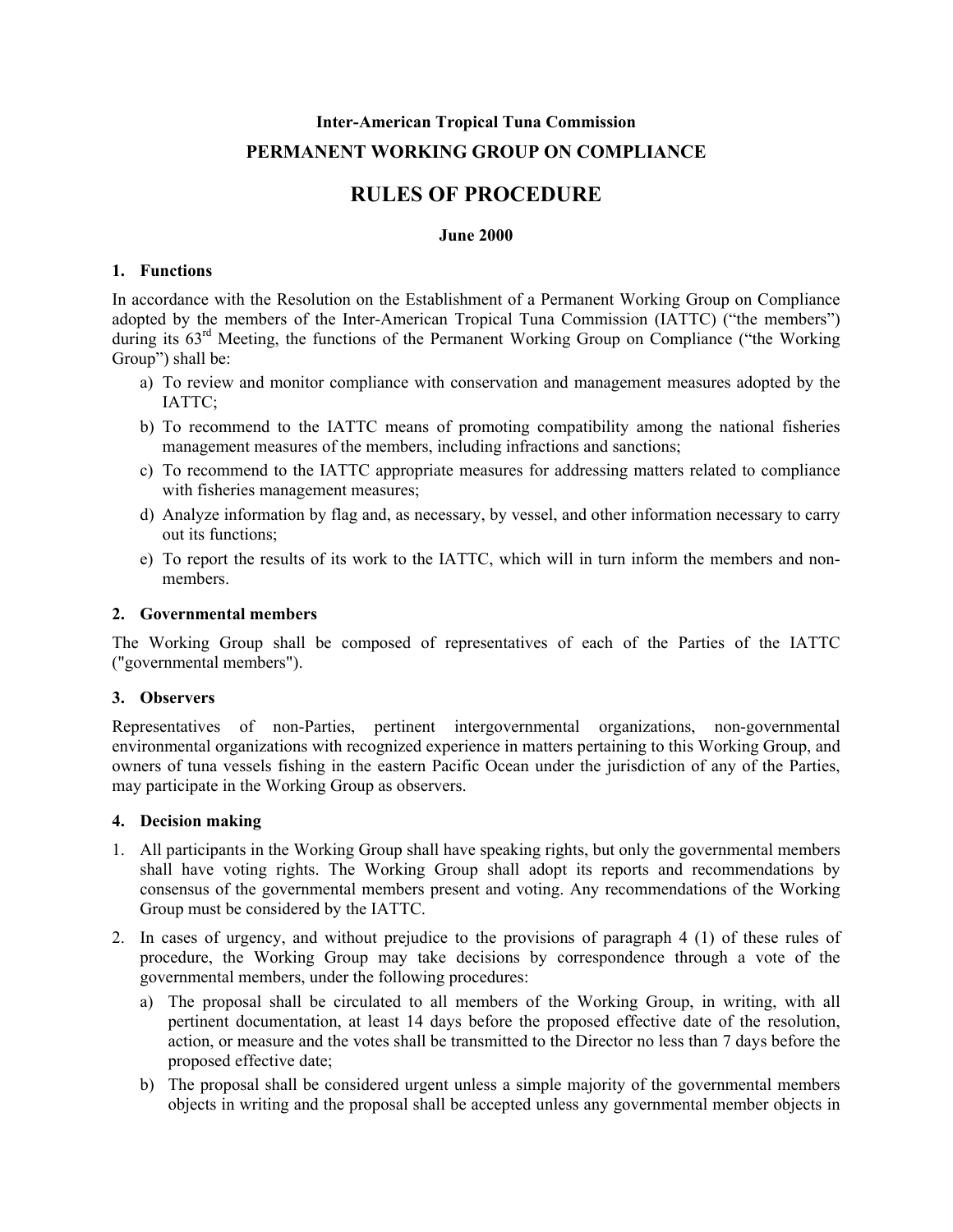**Inter-American Tropical Tuna Commission**

**PERMANENT WORKING GROUP ON COMPLIANCE**

# RULES OF PROCEDURE

**June 2000**

## 1. Functions

In accordance with the Resolution on the Establishment of a Permanent Working Group on Compliance adopted by the members of the Inter-American Tropical Tuna Commission (IATTC) ("the members") during its 63rd Meeting, the functions of the Permanent Working Group on Compliance ("the Working Group") shall be:

a) To review and monitor compliance with conservation and management measures adopted by the IATTC;

b) To recommend to the IATTC means of promoting compatibility among the national fisheries management measures of the members, including infractions and sanctions;

c) To recommend to the IATTC appropriate measures for addressing matters related to compliance with fisheries management measures;

d) Analyze information by flag and, as necessary, by vessel, and other information necessary to carry out its functions;

e) To report the results of its work to the IATTC, which will in turn inform the members and non-members.

## 2. Governmental members

The Working Group shall be composed of representatives of each of the Parties of the IATTC ("governmental members").

## 3. Observers

Representatives of non-Parties, pertinent intergovernmental organizations, non-governmental environmental organizations with recognized experience in matters pertaining to this Working Group, and owners of tuna vessels fishing in the eastern Pacific Ocean under the jurisdiction of any of the Parties, may participate in the Working Group as observers.

## 4. Decision making

1. All participants in the Working Group shall have speaking rights, but only the governmental members shall have voting rights. The Working Group shall adopt its reports and recommendations by consensus of the governmental members present and voting. Any recommendations of the Working Group must be considered by the IATTC.

2. In cases of urgency, and without prejudice to the provisions of paragraph 4 (1) of these rules of procedure, the Working Group may take decisions by correspondence through a vote of the governmental members, under the following procedures:

   a) The proposal shall be circulated to all members of the Working Group, in writing, with all pertinent documentation, at least 14 days before the proposed effective date of the resolution, action, or measure and the votes shall be transmitted to the Director no less than 7 days before the proposed effective date;

   b) The proposal shall be considered urgent unless a simple majority of the governmental members objects in writing and the proposal shall be accepted unless any governmental member objects in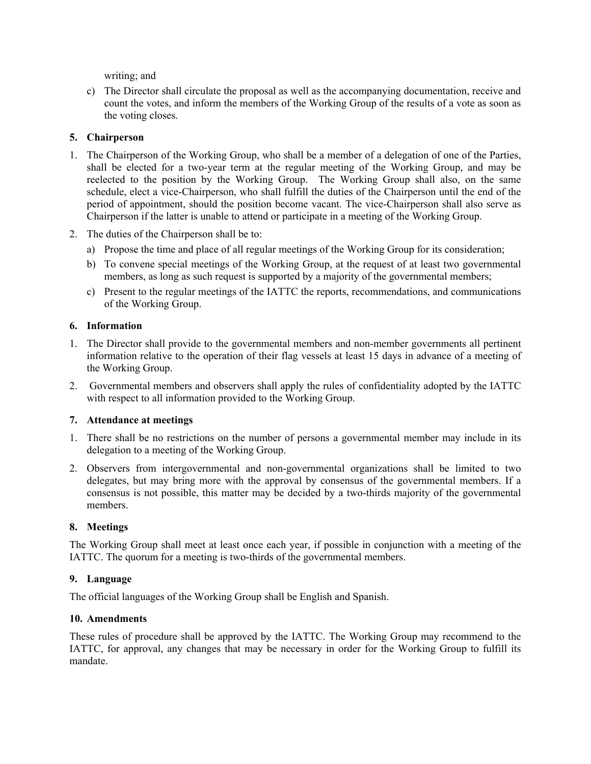writing; and

c) The Director shall circulate the proposal as well as the accompanying documentation, receive and count the votes, and inform the members of the Working Group of the results of a vote as soon as the voting closes.

**5. Chairperson**

1. The Chairperson of the Working Group, who shall be a member of a delegation of one of the Parties, shall be elected for a two-year term at the regular meeting of the Working Group, and may be reelected to the position by the Working Group. The Working Group shall also, on the same schedule, elect a vice-Chairperson, who shall fulfill the duties of the Chairperson until the end of the period of appointment, should the position become vacant. The vice-Chairperson shall also serve as Chairperson if the latter is unable to attend or participate in a meeting of the Working Group.
2. The duties of the Chairperson shall be to:
   a) Propose the time and place of all regular meetings of the Working Group for its consideration;
   b) To convene special meetings of the Working Group, at the request of at least two governmental members, as long as such request is supported by a majority of the governmental members;
   c) Present to the regular meetings of the IATTC the reports, recommendations, and communications of the Working Group.

**6. Information**

1. The Director shall provide to the governmental members and non-member governments all pertinent information relative to the operation of their flag vessels at least 15 days in advance of a meeting of the Working Group.
2. Governmental members and observers shall apply the rules of confidentiality adopted by the IATTC with respect to all information provided to the Working Group.

**7. Attendance at meetings**

1. There shall be no restrictions on the number of persons a governmental member may include in its delegation to a meeting of the Working Group.
2. Observers from intergovernmental and non-governmental organizations shall be limited to two delegates, but may bring more with the approval by consensus of the governmental members. If a consensus is not possible, this matter may be decided by a two-thirds majority of the governmental members.

**8. Meetings**

The Working Group shall meet at least once each year, if possible in conjunction with a meeting of the IATTC. The quorum for a meeting is two-thirds of the governmental members.

**9. Language**

The official languages of the Working Group shall be English and Spanish.

**10. Amendments**

These rules of procedure shall be approved by the IATTC. The Working Group may recommend to the IATTC, for approval, any changes that may be necessary in order for the Working Group to fulfill its mandate.